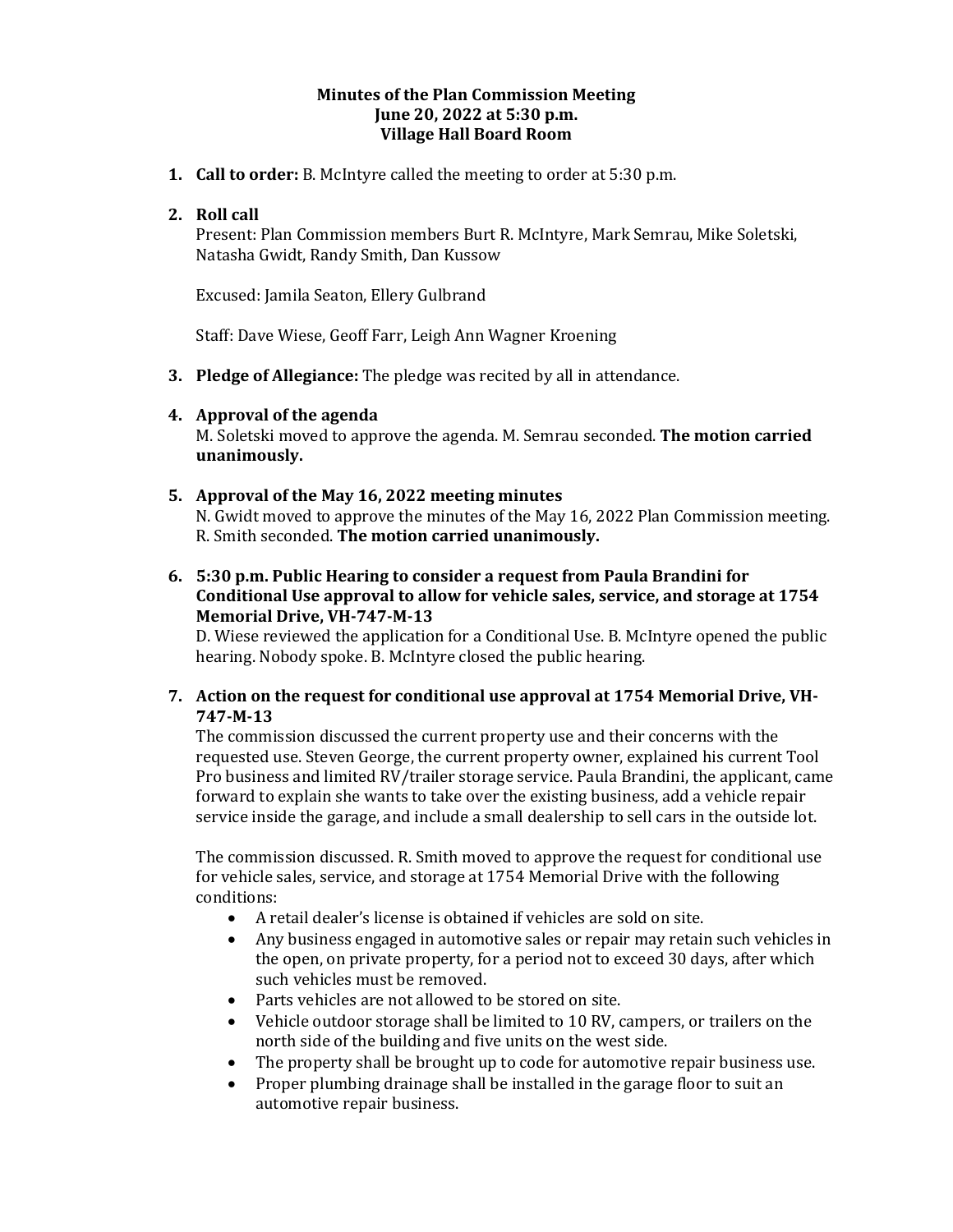**Minutes of the Plan Commission Meeting**
**June 20, 2022 at 5:30 p.m.**
**Village Hall Board Room**

1. **Call to order:** B. McIntyre called the meeting to order at 5:30 p.m.

2. **Roll call**
   Present: Plan Commission members Burt R. McIntyre, Mark Semrau, Mike Soletski, Natasha Gwidt, Randy Smith, Dan Kussow

   Excused: Jamila Seaton, Ellery Gulbrand

   Staff: Dave Wiese, Geoff Farr, Leigh Ann Wagner Kroening

3. **Pledge of Allegiance:** The pledge was recited by all in attendance.

4. **Approval of the agenda**
   M. Soletski moved to approve the agenda. M. Semrau seconded. **The motion carried unanimously.**

5. **Approval of the May 16, 2022 meeting minutes**
   N. Gwidt moved to approve the minutes of the May 16, 2022 Plan Commission meeting. R. Smith seconded. **The motion carried unanimously.**

6. **5:30 p.m. Public Hearing to consider a request from Paula Brandini for Conditional Use approval to allow for vehicle sales, service, and storage at 1754 Memorial Drive, VH-747-M-13**
   D. Wiese reviewed the application for a Conditional Use. B. McIntyre opened the public hearing. Nobody spoke. B. McIntyre closed the public hearing.

7. **Action on the request for conditional use approval at 1754 Memorial Drive, VH-747-M-13**
   The commission discussed the current property use and their concerns with the requested use. Steven George, the current property owner, explained his current Tool Pro business and limited RV/trailer storage service. Paula Brandini, the applicant, came forward to explain she wants to take over the existing business, add a vehicle repair service inside the garage, and include a small dealership to sell cars in the outside lot.

   The commission discussed. R. Smith moved to approve the request for conditional use for vehicle sales, service, and storage at 1754 Memorial Drive with the following conditions:
   - A retail dealer's license is obtained if vehicles are sold on site.
   - Any business engaged in automotive sales or repair may retain such vehicles in the open, on private property, for a period not to exceed 30 days, after which such vehicles must be removed.
   - Parts vehicles are not allowed to be stored on site.
   - Vehicle outdoor storage shall be limited to 10 RV, campers, or trailers on the north side of the building and five units on the west side.
   - The property shall be brought up to code for automotive repair business use.
   - Proper plumbing drainage shall be installed in the garage floor to suit an automotive repair business.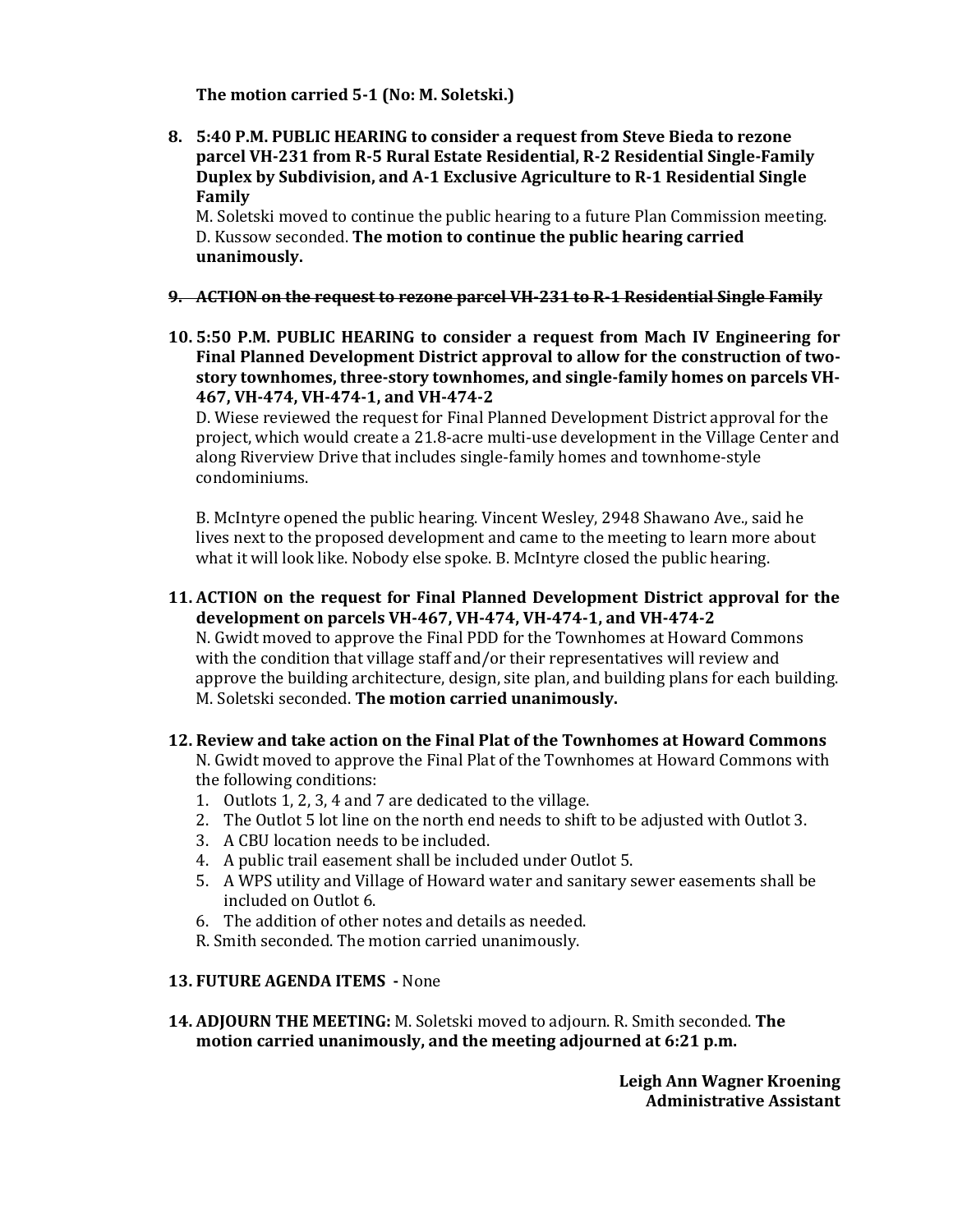**The motion carried 5-1 (No: M. Soletski.)**

8. **5:40 P.M. PUBLIC HEARING to consider a request from Steve Bieda to rezone parcel VH-231 from R-5 Rural Estate Residential, R-2 Residential Single-Family Duplex by Subdivision, and A-1 Exclusive Agriculture to R-1 Residential Single Family**
   M. Soletski moved to continue the public hearing to a future Plan Commission meeting. D. Kussow seconded. **The motion to continue the public hearing carried unanimously.**

9. ~~**ACTION on the request to rezone parcel VH-231 to R-1 Residential Single Family**~~

10. **5:50 P.M. PUBLIC HEARING to consider a request from Mach IV Engineering for Final Planned Development District approval to allow for the construction of two-story townhomes, three-story townhomes, and single-family homes on parcels VH-467, VH-474, VH-474-1, and VH-474-2**
    D. Wiese reviewed the request for Final Planned Development District approval for the project, which would create a 21.8-acre multi-use development in the Village Center and along Riverview Drive that includes single-family homes and townhome-style condominiums.

    B. McIntyre opened the public hearing. Vincent Wesley, 2948 Shawano Ave., said he lives next to the proposed development and came to the meeting to learn more about what it will look like. Nobody else spoke. B. McIntyre closed the public hearing.

11. **ACTION on the request for Final Planned Development District approval for the development on parcels VH-467, VH-474, VH-474-1, and VH-474-2**
    N. Gwidt moved to approve the Final PDD for the Townhomes at Howard Commons with the condition that village staff and/or their representatives will review and approve the building architecture, design, site plan, and building plans for each building. M. Soletski seconded. **The motion carried unanimously.**

12. **Review and take action on the Final Plat of the Townhomes at Howard Commons**
    N. Gwidt moved to approve the Final Plat of the Townhomes at Howard Commons with the following conditions:
    1. Outlots 1, 2, 3, 4 and 7 are dedicated to the village.
    2. The Outlot 5 lot line on the north end needs to shift to be adjusted with Outlot 3.
    3. A CBU location needs to be included.
    4. A public trail easement shall be included under Outlot 5.
    5. A WPS utility and Village of Howard water and sanitary sewer easements shall be included on Outlot 6.
    6. The addition of other notes and details as needed.

    R. Smith seconded. The motion carried unanimously.

13. **FUTURE AGENDA ITEMS -** None

14. **ADJOURN THE MEETING:** M. Soletski moved to adjourn. R. Smith seconded. **The motion carried unanimously, and the meeting adjourned at 6:21 p.m.**

**Leigh Ann Wagner Kroening**
**Administrative Assistant**